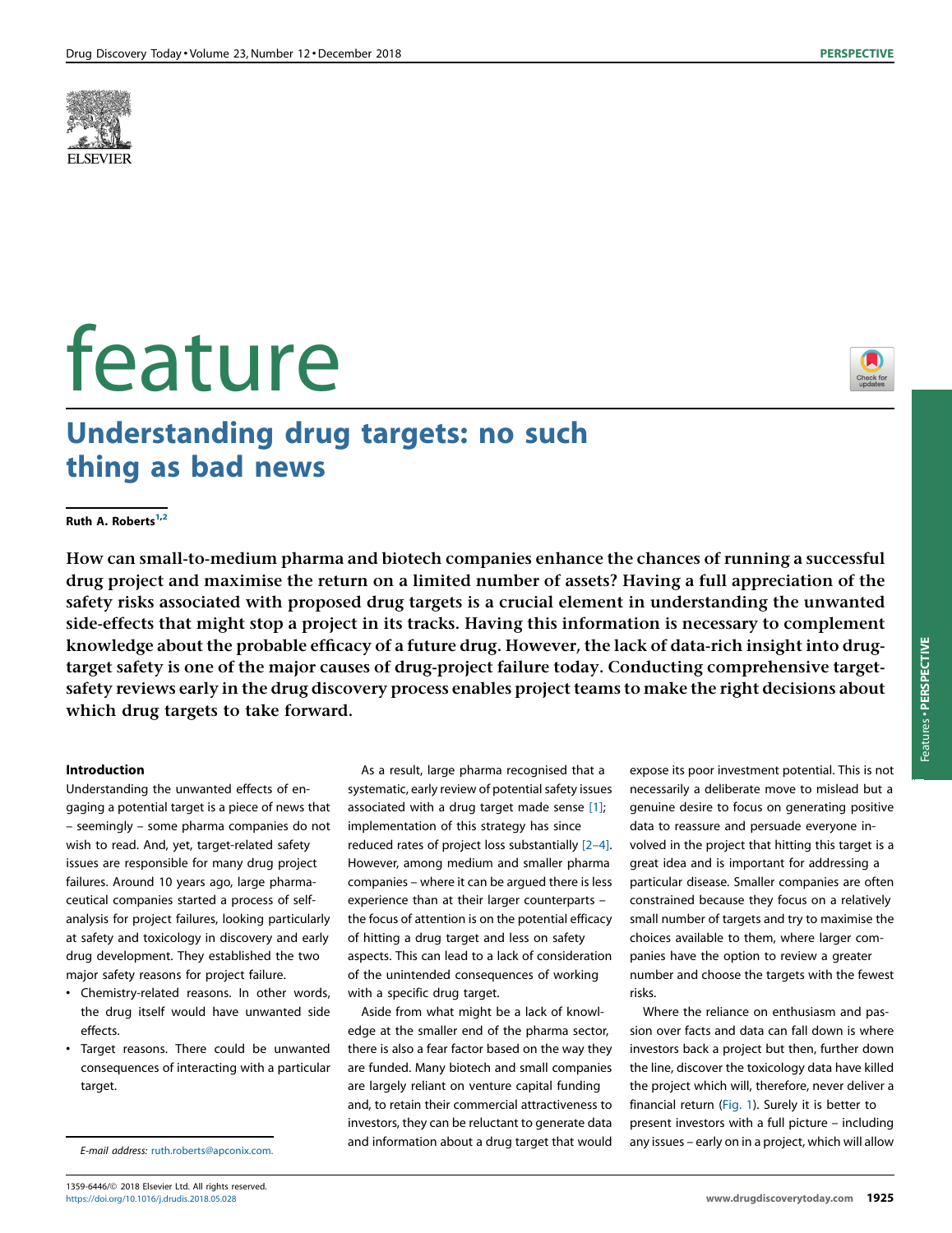# Understanding drug targets: no such thing as bad news

**Ruth A. Roberts**[1,2]

**How can small-to-medium pharma and biotech companies enhance the chances of running a successful drug project and maximise the return on a limited number of assets? Having a full appreciation of the safety risks associated with proposed drug targets is a crucial element in understanding the unwanted side-effects that might stop a project in its tracks. Having this information is necessary to complement knowledge about the probable efficacy of a future drug. However, the lack of data-rich insight into drug-target safety is one of the major causes of drug-project failure today. Conducting comprehensive target-safety reviews early in the drug discovery process enables project teams to make the right decisions about which drug targets to take forward.**

## Introduction

Understanding the unwanted effects of engaging a potential target is a piece of news that – seemingly – some pharma companies do not wish to read. And, yet, target-related safety issues are responsible for many drug project failures. Around 10 years ago, large pharmaceutical companies started a process of self-analysis for project failures, looking particularly at safety and toxicology in discovery and early drug development. They established the two major safety reasons for project failure.

- Chemistry-related reasons. In other words, the drug itself would have unwanted side effects.
- Target reasons. There could be unwanted consequences of interacting with a particular target.

As a result, large pharma recognised that a systematic, early review of potential safety issues associated with a drug target made sense [1]; implementation of this strategy has since reduced rates of project loss substantially [2–4]. However, among medium and smaller pharma companies – where it can be argued there is less experience than at their larger counterparts – the focus of attention is on the potential efficacy of hitting a drug target and less on safety aspects. This can lead to a lack of consideration of the unintended consequences of working with a specific drug target.

Aside from what might be a lack of knowledge at the smaller end of the pharma sector, there is also a fear factor based on the way they are funded. Many biotech and small companies are largely reliant on venture capital funding and, to retain their commercial attractiveness to investors, they can be reluctant to generate data and information about a drug target that would expose its poor investment potential. This is not necessarily a deliberate move to mislead but a genuine desire to focus on generating positive data to reassure and persuade everyone involved in the project that hitting this target is a great idea and is important for addressing a particular disease. Smaller companies are often constrained because they focus on a relatively small number of targets and try to maximise the choices available to them, where larger companies have the option to review a greater number and choose the targets with the fewest risks.

Where the reliance on enthusiasm and passion over facts and data can fall down is where investors back a project but then, further down the line, discover the toxicology data have killed the project which will, therefore, never deliver a financial return (Fig. 1). Surely it is better to present investors with a full picture – including any issues – early on in a project, which will allow

*E-mail address:* ruth.roberts@apconix.com.

1359-6446/© 2018 Elsevier Ltd. All rights reserved.
https://doi.org/10.1016/j.drudis.2018.05.028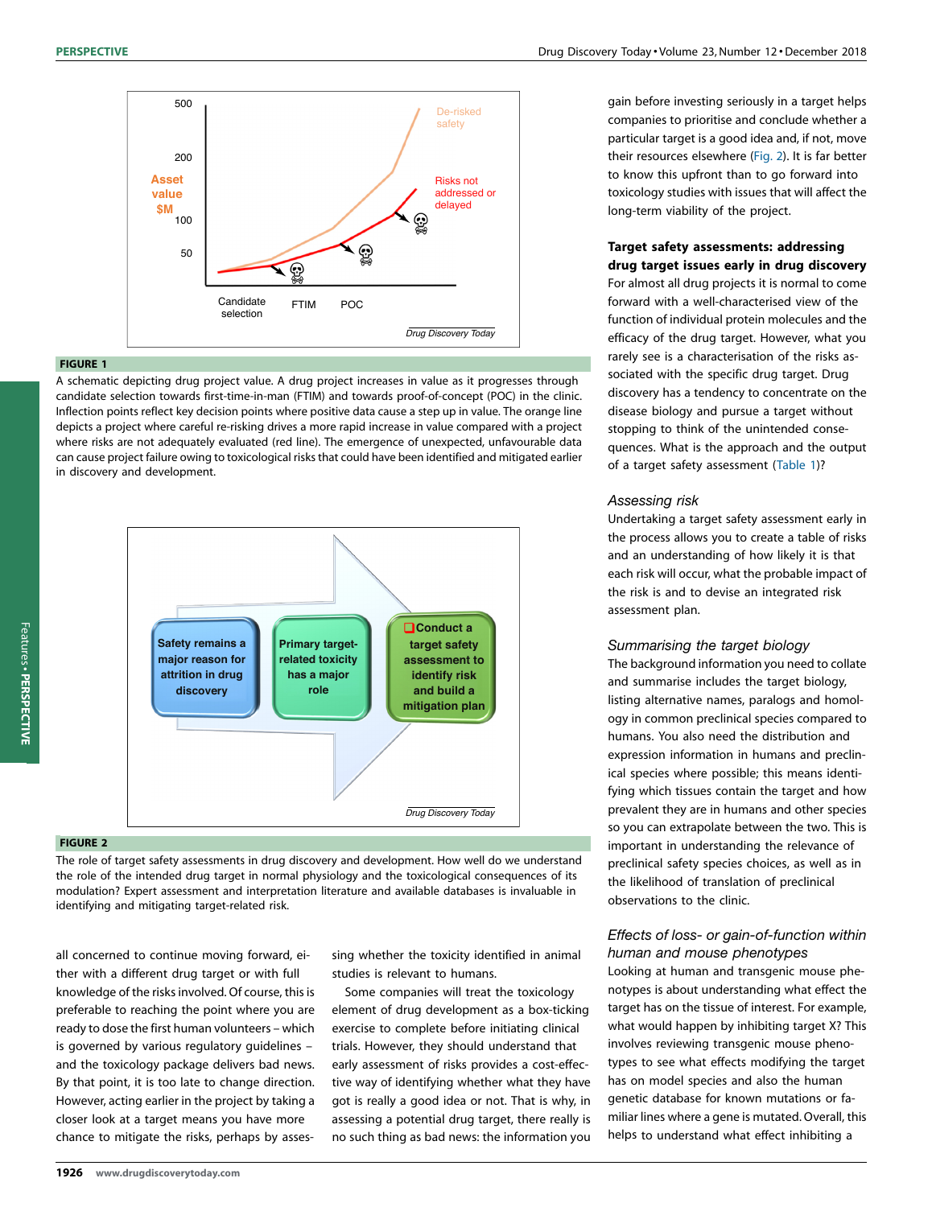**FIGURE 1**

A schematic depicting drug project value. A drug project increases in value as it progresses through candidate selection towards first-time-in-man (FTIM) and towards proof-of-concept (POC) in the clinic. Inflection points reflect key decision points where positive data cause a step up in value. The orange line depicts a project where careful re-risking drives a more rapid increase in value compared with a project where risks are not adequately evaluated (red line). The emergence of unexpected, unfavourable data can cause project failure owing to toxicological risks that could have been identified and mitigated earlier in discovery and development.

**FIGURE 2**

The role of target safety assessments in drug discovery and development. How well do we understand the role of the intended drug target in normal physiology and the toxicological consequences of its modulation? Expert assessment and interpretation literature and available databases is invaluable in identifying and mitigating target-related risk.

all concerned to continue moving forward, either with a different drug target or with full knowledge of the risks involved. Of course, this is preferable to reaching the point where you are ready to dose the first human volunteers – which is governed by various regulatory guidelines – and the toxicology package delivers bad news. By that point, it is too late to change direction. However, acting earlier in the project by taking a closer look at a target means you have more chance to mitigate the risks, perhaps by assessing whether the toxicity identified in animal studies is relevant to humans.

Some companies will treat the toxicology element of drug development as a box-ticking exercise to complete before initiating clinical trials. However, they should understand that early assessment of risks provides a cost-effective way of identifying whether what they have got is really a good idea or not. That is why, in assessing a potential drug target, there really is no such thing as bad news: the information you gain before investing seriously in a target helps companies to prioritise and conclude whether a particular target is a good idea and, if not, move their resources elsewhere (Fig. 2). It is far better to know this upfront than to go forward into toxicology studies with issues that will affect the long-term viability of the project.

### Target safety assessments: addressing drug target issues early in drug discovery

For almost all drug projects it is normal to come forward with a well-characterised view of the function of individual protein molecules and the efficacy of the drug target. What you rarely see is a characterisation of the risks associated with the specific drug target. Drug discovery has a tendency to concentrate on the disease biology and pursue a target without stopping to think of the unintended consequences. What is the approach and the output of a target safety assessment (Table 1)?

#### *Assessing risk*

Undertaking a target safety assessment early in the process allows you to create a table of risks and an understanding of how likely it is that each risk will occur, what the probable impact of the risk is and to devise an integrated risk assessment plan.

#### *Summarising the target biology*

The background information you need to collate and summarise includes the target biology, listing alternative names, paralogs and homology in common preclinical species compared to humans. You also need the distribution and expression information in humans and preclinical species where possible; this means identifying which tissues contain the target and how prevalent they are in humans and other species so you can extrapolate between the two. This is important in understanding the relevance of preclinical safety species choices, as well as in the likelihood of translation of preclinical observations to the clinic.

#### *Effects of loss- or gain-of-function within human and mouse phenotypes*

Looking at human and transgenic mouse phenotypes is about understanding what effect the target has on the tissue of interest. For example, what would happen by inhibiting target X? This involves reviewing transgenic mouse phenotypes to see what effects modifying the target has on model species and also the human genetic database for known mutations or familiar lines where a gene is mutated. Overall, this helps to understand what effect inhibiting a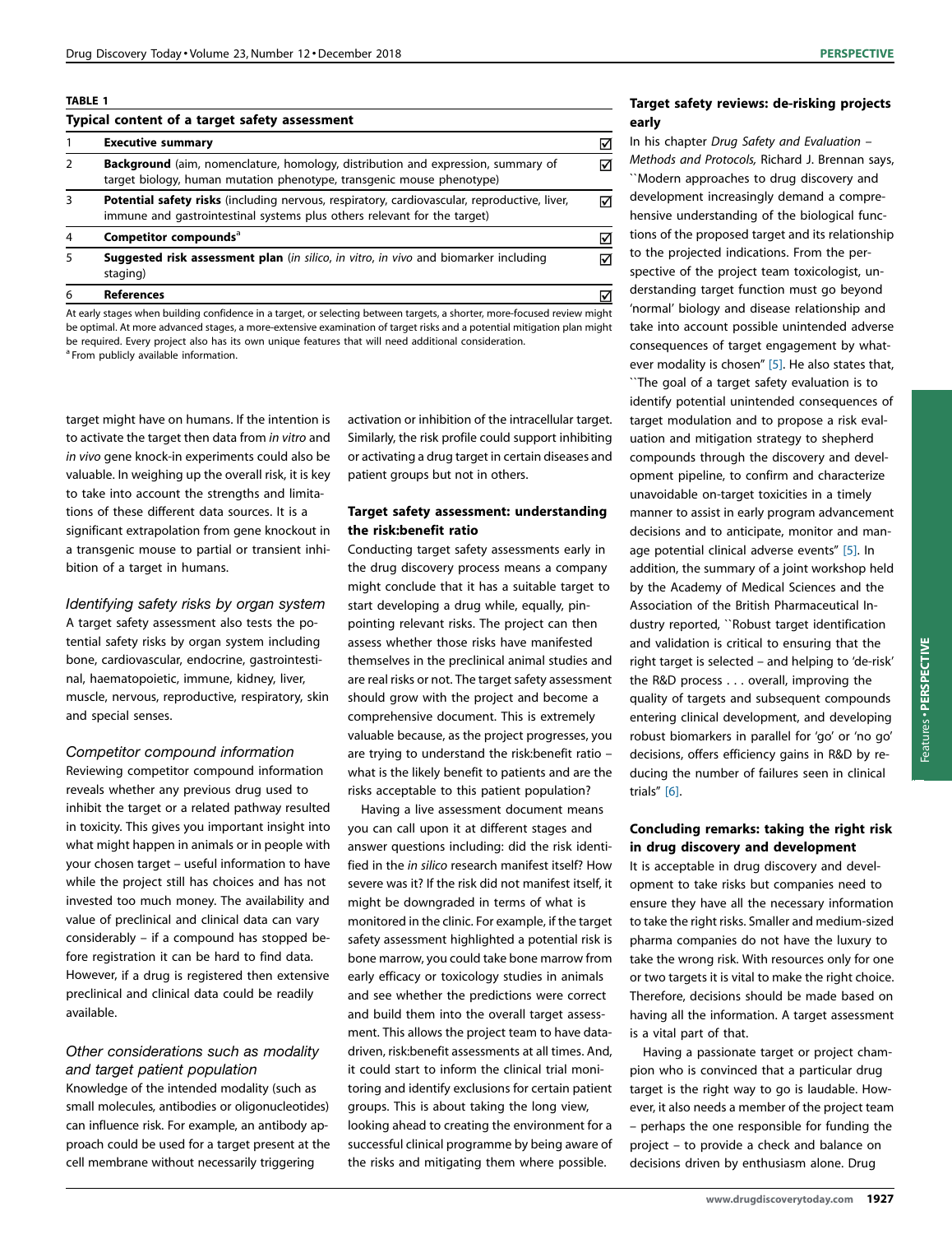**TABLE 1**

**Typical content of a target safety assessment**

| | | |
|---|---|---|
| 1 | **Executive summary** | ☑ |
| 2 | **Background** (aim, nomenclature, homology, distribution and expression, summary of target biology, human mutation phenotype, transgenic mouse phenotype) | ☑ |
| 3 | **Potential safety risks** (including nervous, respiratory, cardiovascular, reproductive, liver, immune and gastrointestinal systems plus others relevant for the target) | ☑ |
| 4 | **Competitor compounds**[a] | ☑ |
| 5 | **Suggested risk assessment plan** (*in silico*, *in vitro*, *in vivo* and biomarker including staging) | ☑ |
| 6 | **References** | ☑ |

At early stages when building confidence in a target, or selecting between targets, a shorter, more-focused review might be optimal. At more advanced stages, a more-extensive examination of target risks and a potential mitigation plan might be required. Every project also has its own unique features that will need additional consideration.

[a] From publicly available information.

target might have on humans. If the intention is to activate the target then data from *in vitro* and *in vivo* gene knock-in experiments could also be valuable. In weighing up the overall risk, it is key to take into account the strengths and limitations of these different data sources. It is a significant extrapolation from gene knockout in a transgenic mouse to partial or transient inhibition of a target in humans.

### *Identifying safety risks by organ system*

A target safety assessment also tests the potential safety risks by organ system including bone, cardiovascular, endocrine, gastrointestinal, haematopoietic, immune, kidney, liver, muscle, nervous, reproductive, respiratory, skin and special senses.

### *Competitor compound information*

Reviewing competitor compound information reveals whether any previous drug used to inhibit the target or a related pathway resulted in toxicity. This gives you important insight into what might happen in animals or in people with your chosen target – useful information to have while the project still has choices and has not invested too much money. The availability and value of preclinical and clinical data can vary considerably – if a compound has stopped before registration it can be hard to find data. However, if a drug is registered then extensive preclinical and clinical data could be readily available.

### *Other considerations such as modality and target patient population*

Knowledge of the intended modality (such as small molecules, antibodies or oligonucleotides) can influence risk. For example, an antibody approach could be used for a target present at the cell membrane without necessarily triggering activation or inhibition of the intracellular target. Similarly, the risk profile could support inhibiting or activating a drug target in certain diseases and patient groups but not in others.

## Target safety assessment: understanding the risk:benefit ratio

Conducting target safety assessments early in the drug discovery process means a company might conclude that it has a suitable target to start developing a drug while, equally, pinpointing relevant risks. The project can then assess whether those risks have manifested themselves in the preclinical animal studies and are real risks or not. The target safety assessment should grow with the project and become a comprehensive document. This is extremely valuable because, as the project progresses, you are trying to understand the risk:benefit ratio – what is the likely benefit to patients and are the risks acceptable to this patient population?

Having a live assessment document means you can call upon it at different stages and answer questions including: did the risk identified in the *in silico* research manifest itself? How severe was it? If the risk did not manifest itself, it might be downgraded in terms of what is monitored in the clinic. For example, if the target safety assessment highlighted a potential risk is bone marrow, you could take bone marrow from early efficacy or toxicology studies in animals and see whether the predictions were correct and build them into the overall target assessment. This allows the project team to have data-driven, risk:benefit assessments at all times. And, it could start to inform the clinical trial monitoring and identify exclusions for certain patient groups. This is about taking the long view, looking ahead to creating the environment for a successful clinical programme by being aware of the risks and mitigating them where possible.

## Target safety reviews: de-risking projects early

In his chapter *Drug Safety and Evaluation – Methods and Protocols,* Richard J. Brennan says, "Modern approaches to drug discovery and development increasingly demand a comprehensive understanding of the biological functions of the proposed target and its relationship to the projected indications. From the perspective of the project team toxicologist, understanding target function must go beyond 'normal' biology and disease relationship and take into account possible unintended adverse consequences of target engagement by whatever modality is chosen" [5]. He also states that, "The goal of a target safety evaluation is to identify potential unintended consequences of target modulation and to propose a risk evaluation and mitigation strategy to shepherd compounds through the discovery and development pipeline, to confirm and characterize unavoidable on-target toxicities in a timely manner to assist in early program advancement decisions and to anticipate, monitor and manage potential clinical adverse events" [5]. In addition, the summary of a joint workshop held by the Academy of Medical Sciences and the Association of the British Pharmaceutical Industry reported, "Robust target identification and validation is critical to ensuring that the right target is selected – and helping to 'de-risk' the R&D process . . . overall, improving the quality of targets and subsequent compounds entering clinical development, and developing robust biomarkers in parallel for 'go' or 'no go' decisions, offers efficiency gains in R&D by reducing the number of failures seen in clinical trials" [6].

## Concluding remarks: taking the right risk in drug discovery and development

It is acceptable in drug discovery and development to take risks but companies need to ensure they have all the necessary information to take the right risks. Smaller and medium-sized pharma companies do not have the luxury to take the wrong risk. With resources only for one or two targets it is vital to make the right choice. Therefore, decisions should be made based on having all the information. A target assessment is a vital part of that.

Having a passionate target or project champion who is convinced that a particular drug target is the right way to go is laudable. However, it also needs a member of the project team – perhaps the one responsible for funding the project – to provide a check and balance on decisions driven by enthusiasm alone. Drug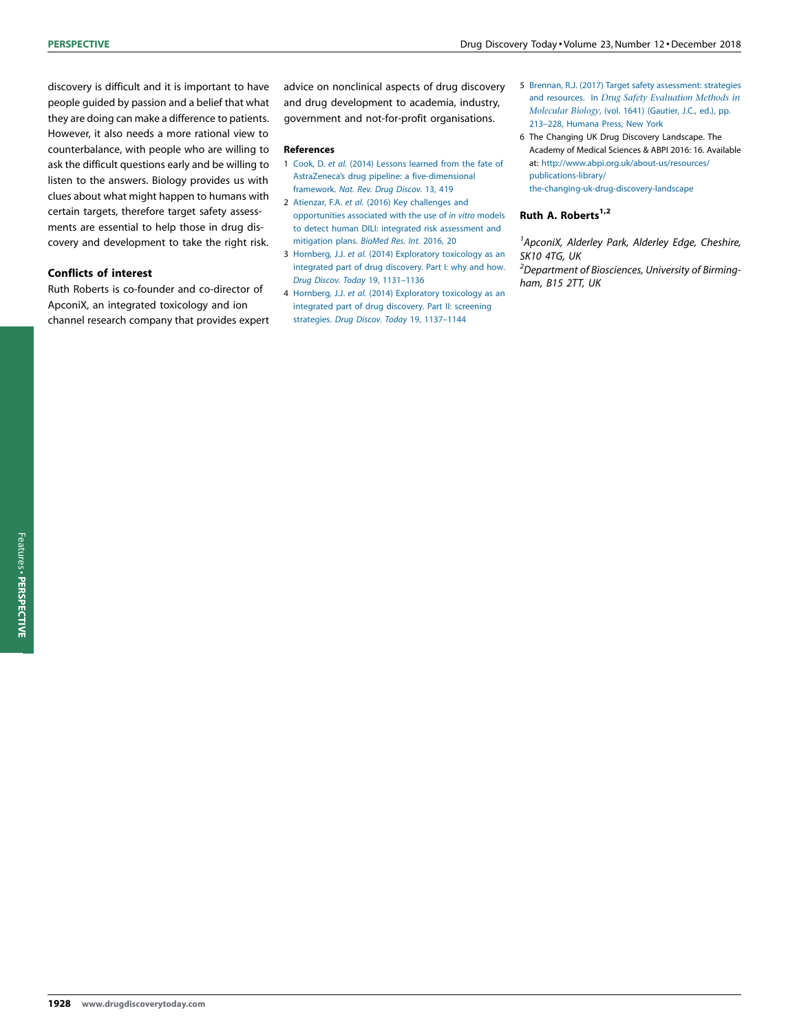discovery is difficult and it is important to have people guided by passion and a belief that what they are doing can make a difference to patients. However, it also needs a more rational view to counterbalance, with people who are willing to ask the difficult questions early and be willing to listen to the answers. Biology provides us with clues about what might happen to humans with certain targets, therefore target safety assessments are essential to help those in drug discovery and development to take the right risk.

### Conflicts of interest

Ruth Roberts is co-founder and co-director of ApconiX, an integrated toxicology and ion channel research company that provides expert advice on nonclinical aspects of drug discovery and drug development to academia, industry, government and not-for-profit organisations.

### References

1. Cook, D. *et al.* (2014) Lessons learned from the fate of AstraZeneca's drug pipeline: a five-dimensional framework. *Nat. Rev. Drug Discov.* 13, 419
2. Atienzar, F.A. *et al.* (2016) Key challenges and opportunities associated with the use of *in vitro* models to detect human DILI: integrated risk assessment and mitigation plans. *BioMed Res. Int.* 2016, 20
3. Hornberg, J.J. *et al.* (2014) Exploratory toxicology as an integrated part of drug discovery. Part I: why and how. *Drug Discov. Today* 19, 1131–1136
4. Hornberg, J.J. *et al.* (2014) Exploratory toxicology as an integrated part of drug discovery. Part II: screening strategies. *Drug Discov. Today* 19, 1137–1144
5. Brennan, R.J. (2017) Target safety assessment: strategies and resources. In *Drug Safety Evaluation Methods in Molecular Biology*, (vol. 1641) (Gautier, J.C., ed.), pp. 213–228, Humana Press, New York
6. The Changing UK Drug Discovery Landscape. The Academy of Medical Sciences & ABPI 2016: 16. Available at: http://www.abpi.org.uk/about-us/resources/publications-library/the-changing-uk-drug-discovery-landscape

**Ruth A. Roberts**[1,2]

[1]*ApconiX, Alderley Park, Alderley Edge, Cheshire, SK10 4TG, UK*

[2]*Department of Biosciences, University of Birmingham, B15 2TT, UK*